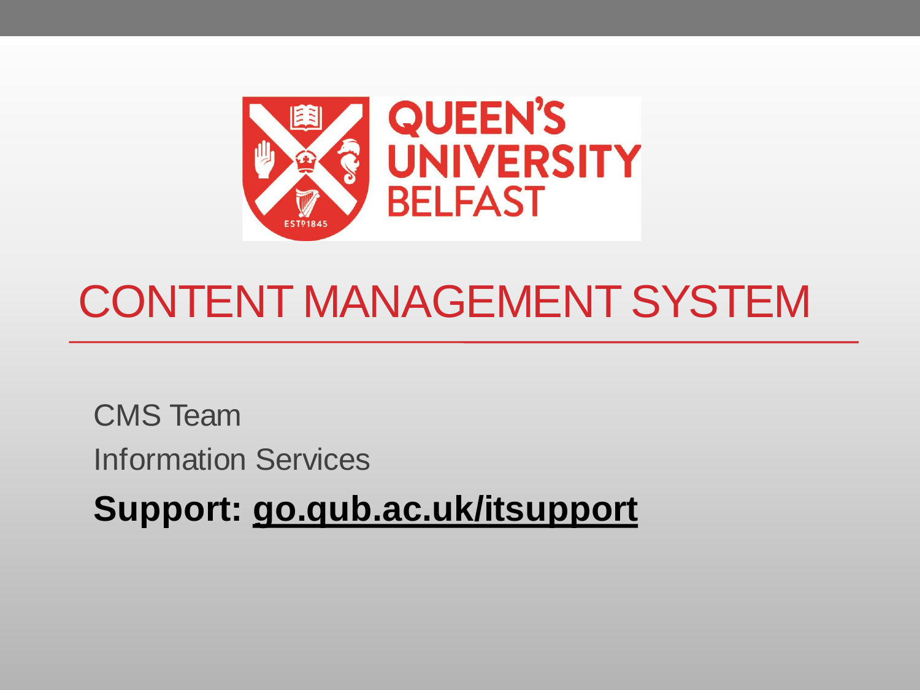# CONTENT MANAGEMENT SYSTEM

CMS Team

Information Services

**Support: go.qub.ac.uk/itsupport**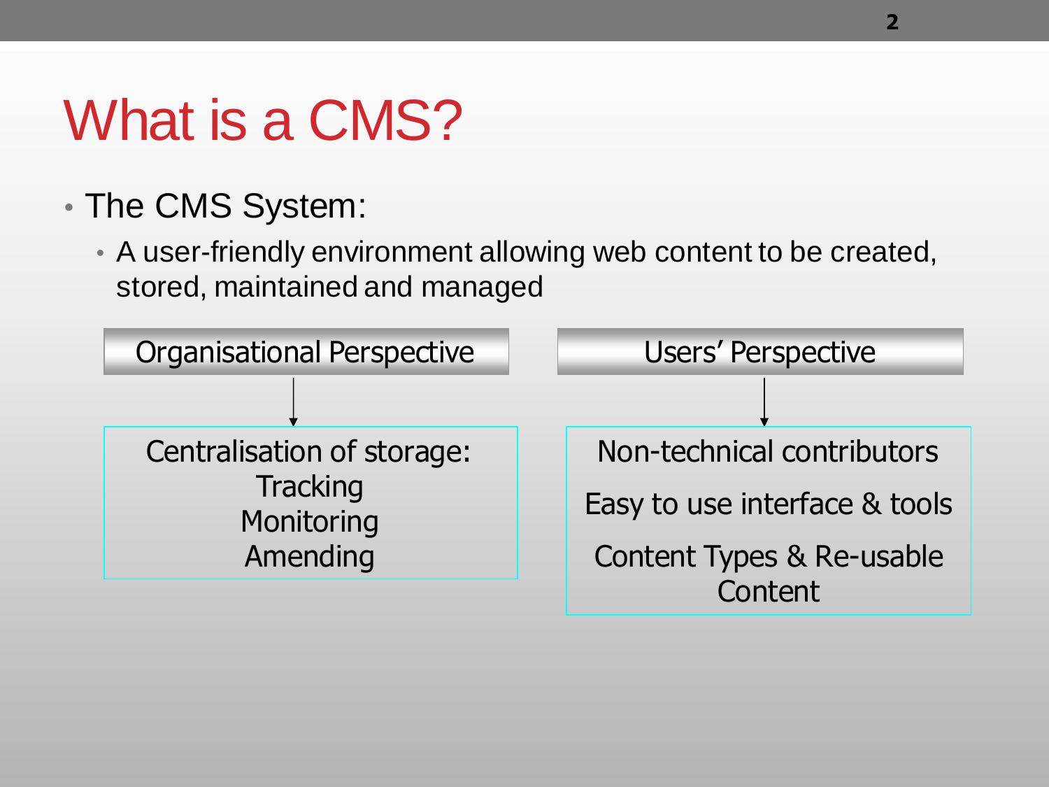# What is a CMS?

- The CMS System:
  - A user-friendly environment allowing web content to be created, stored, maintained and managed

**Organisational Perspective**

↓

Centralisation of storage:
Tracking
Monitoring
Amending

**Users' Perspective**

↓

Non-technical contributors

Easy to use interface & tools

Content Types & Re-usable Content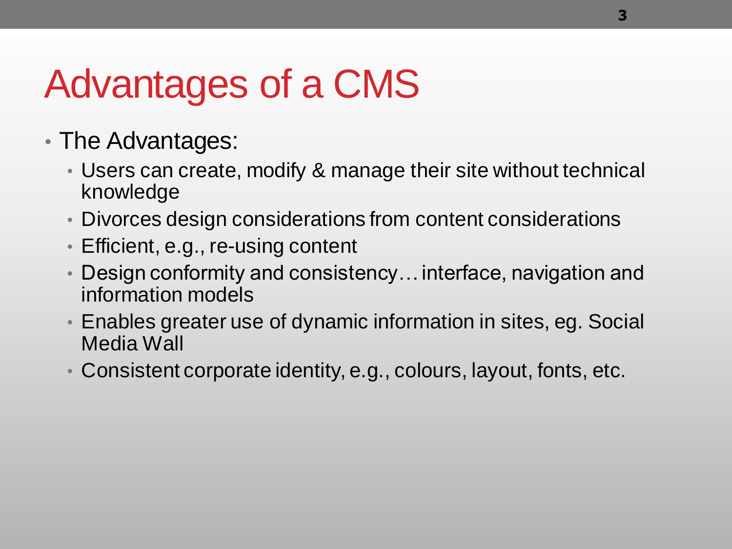# Advantages of a CMS

- The Advantages:
  - Users can create, modify & manage their site without technical knowledge
  - Divorces design considerations from content considerations
  - Efficient, e.g., re-using content
  - Design conformity and consistency… interface, navigation and information models
  - Enables greater use of dynamic information in sites, eg. Social Media Wall
  - Consistent corporate identity, e.g., colours, layout, fonts, etc.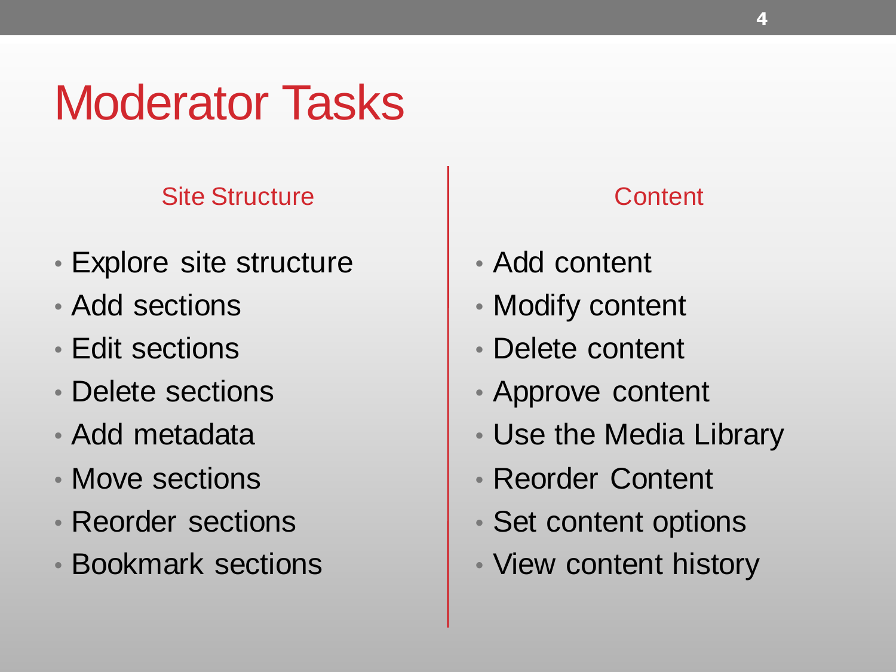# Moderator Tasks

## Site Structure

- Explore site structure
- Add sections
- Edit sections
- Delete sections
- Add metadata
- Move sections
- Reorder sections
- Bookmark sections

## Content

- Add content
- Modify content
- Delete content
- Approve content
- Use the Media Library
- Reorder Content
- Set content options
- View content history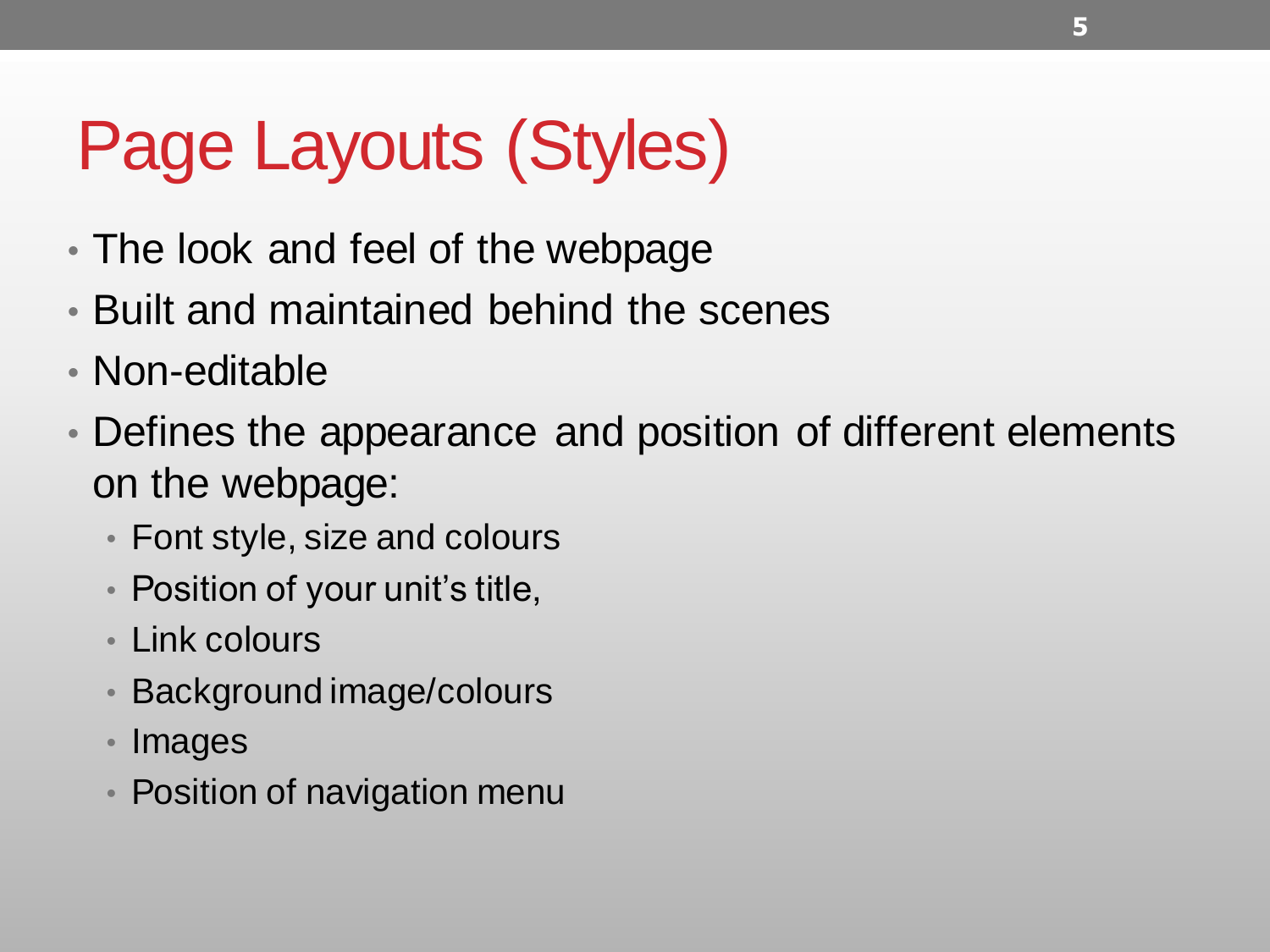# Page Layouts (Styles)

- The look and feel of the webpage
- Built and maintained behind the scenes
- Non-editable
- Defines the appearance and position of different elements on the webpage:
  - Font style, size and colours
  - Position of your unit's title,
  - Link colours
  - Background image/colours
  - Images
  - Position of navigation menu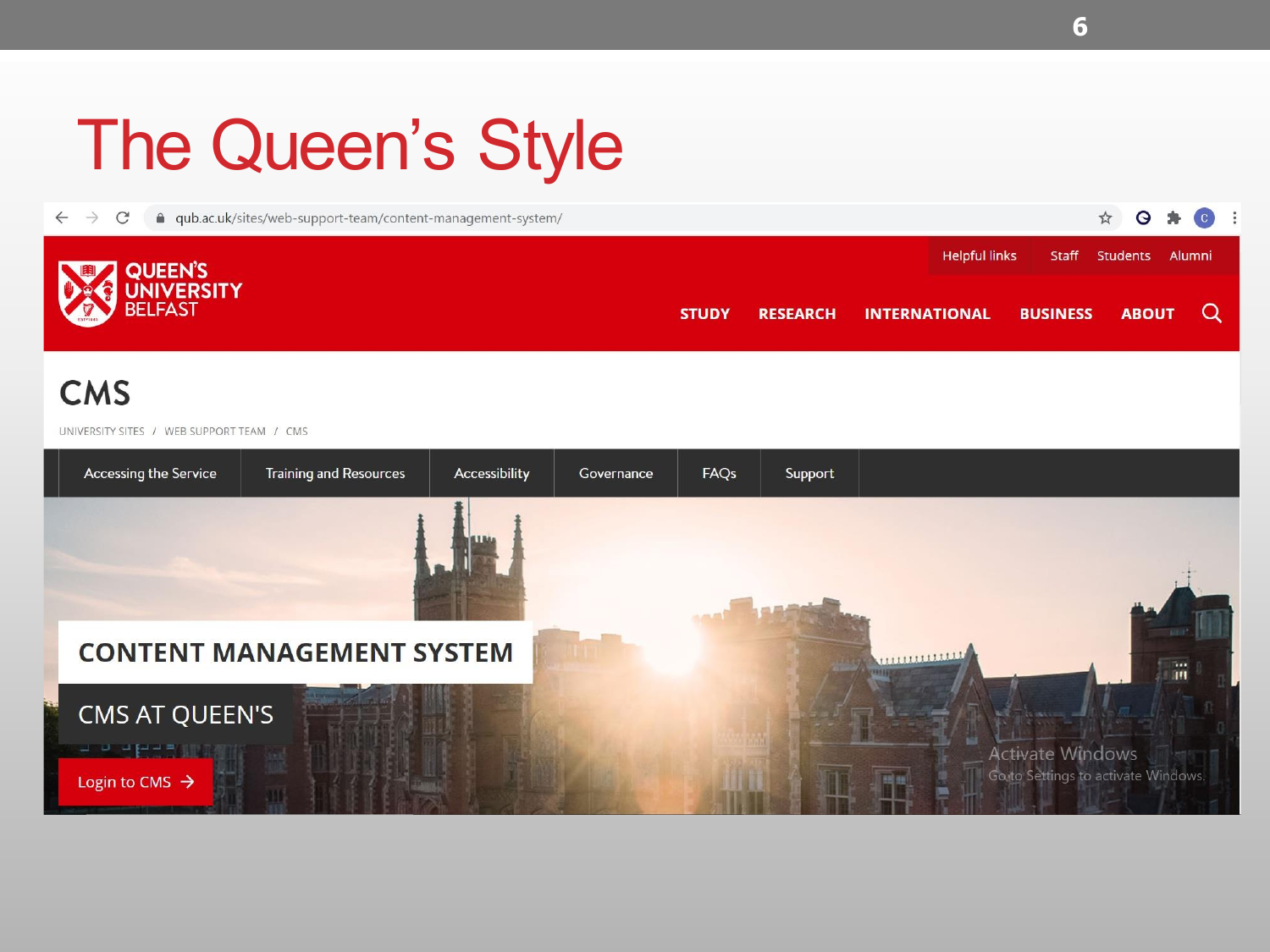# The Queen's Style

qub.ac.uk/sites/web-support-team/content-management-system/

QUEEN'S UNIVERSITY BELFAST

Helpful links | Staff | Students | Alumni

STUDY | RESEARCH | INTERNATIONAL | BUSINESS | ABOUT

## CMS

UNIVERSITY SITES / WEB SUPPORT TEAM / CMS

Accessing the Service | Training and Resources | Accessibility | Governance | FAQs | Support

CONTENT MANAGEMENT SYSTEM

CMS AT QUEEN'S

Login to CMS →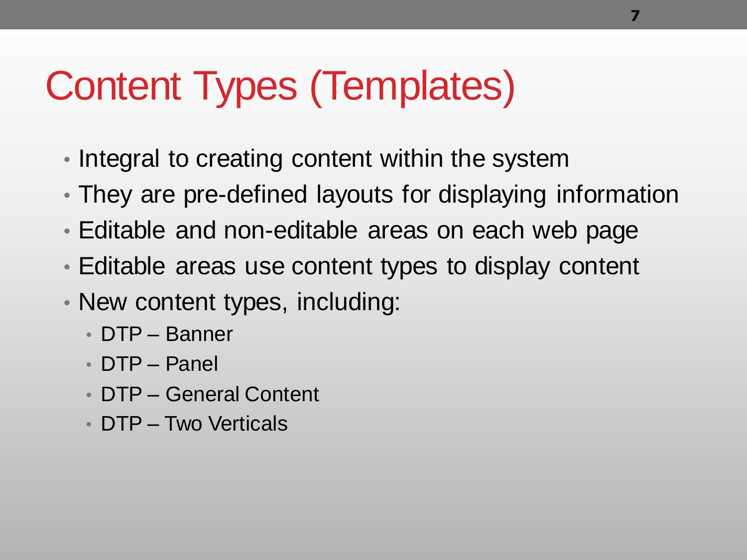# Content Types (Templates)

- Integral to creating content within the system
- They are pre-defined layouts for displaying information
- Editable and non-editable areas on each web page
- Editable areas use content types to display content
- New content types, including:
  - DTP – Banner
  - DTP – Panel
  - DTP – General Content
  - DTP – Two Verticals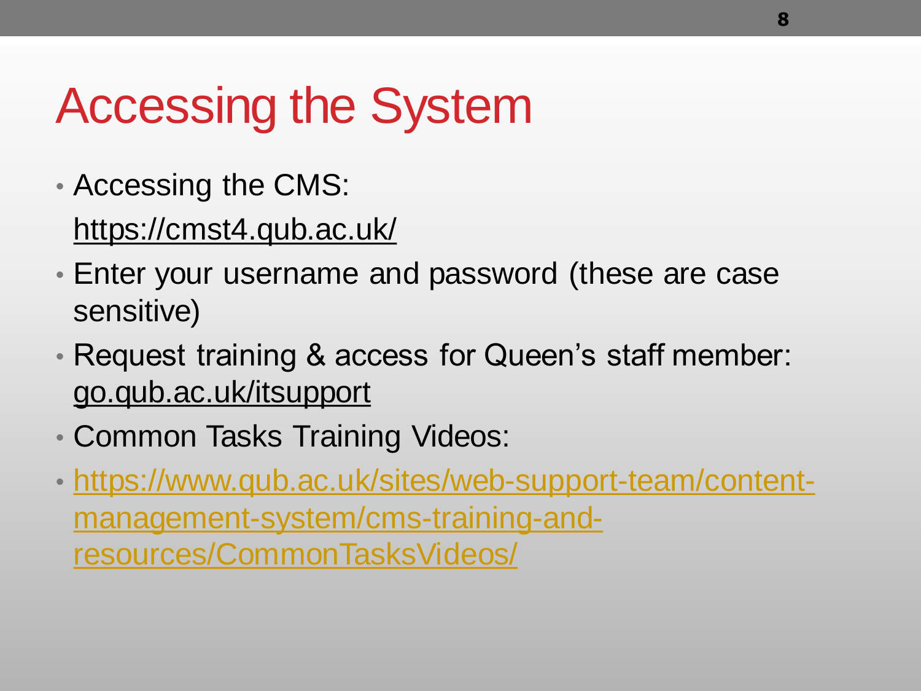# Accessing the System

- Accessing the CMS:

  https://cmst4.qub.ac.uk/

- Enter your username and password (these are case sensitive)
- Request training & access for Queen's staff member: go.qub.ac.uk/itsupport
- Common Tasks Training Videos:
- https://www.qub.ac.uk/sites/web-support-team/content-management-system/cms-training-and-resources/CommonTasksVideos/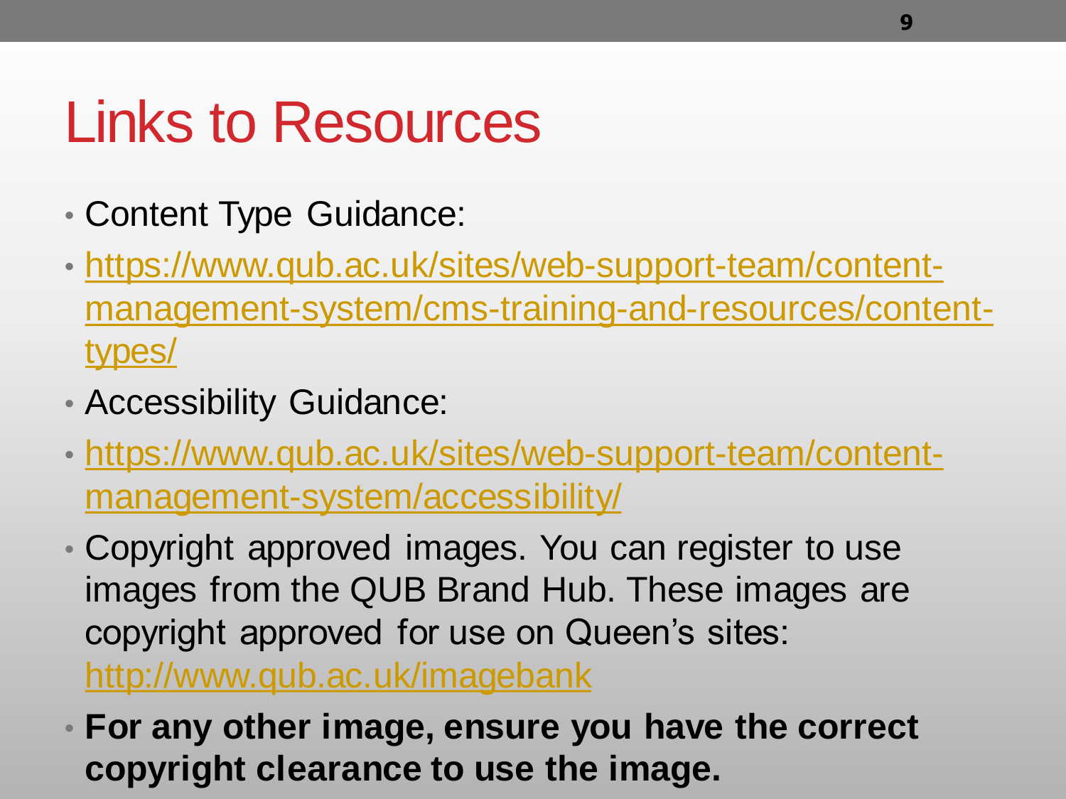# Links to Resources

- Content Type Guidance:
- https://www.qub.ac.uk/sites/web-support-team/content-management-system/cms-training-and-resources/content-types/
- Accessibility Guidance:
- https://www.qub.ac.uk/sites/web-support-team/content-management-system/accessibility/
- Copyright approved images. You can register to use images from the QUB Brand Hub. These images are copyright approved for use on Queen's sites: http://www.qub.ac.uk/imagebank
- **For any other image, ensure you have the correct copyright clearance to use the image.**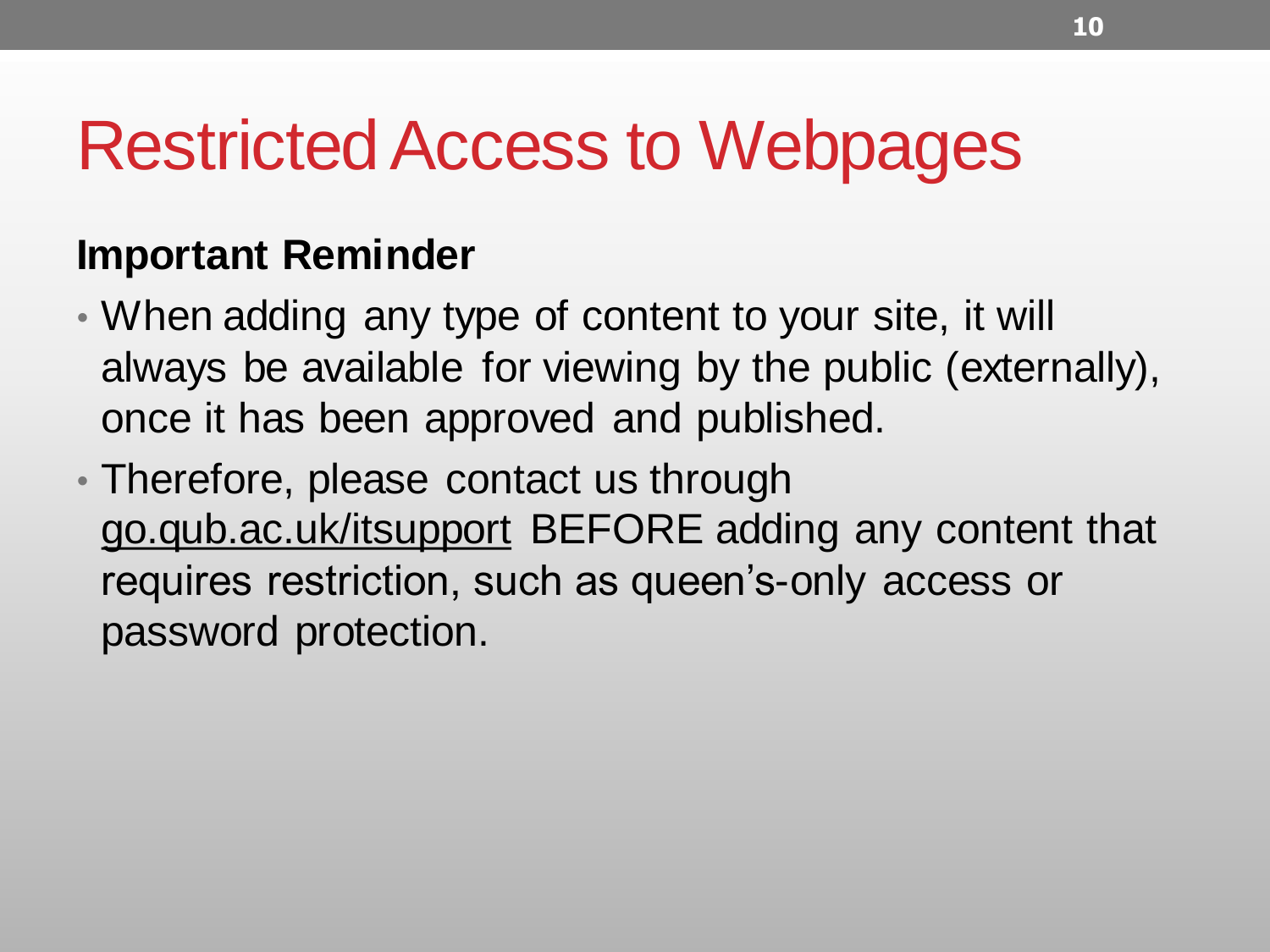# Restricted Access to Webpages

**Important Reminder**

- When adding any type of content to your site, it will always be available for viewing by the public (externally), once it has been approved and published.
- Therefore, please contact us through go.qub.ac.uk/itsupport BEFORE adding any content that requires restriction, such as queen's-only access or password protection.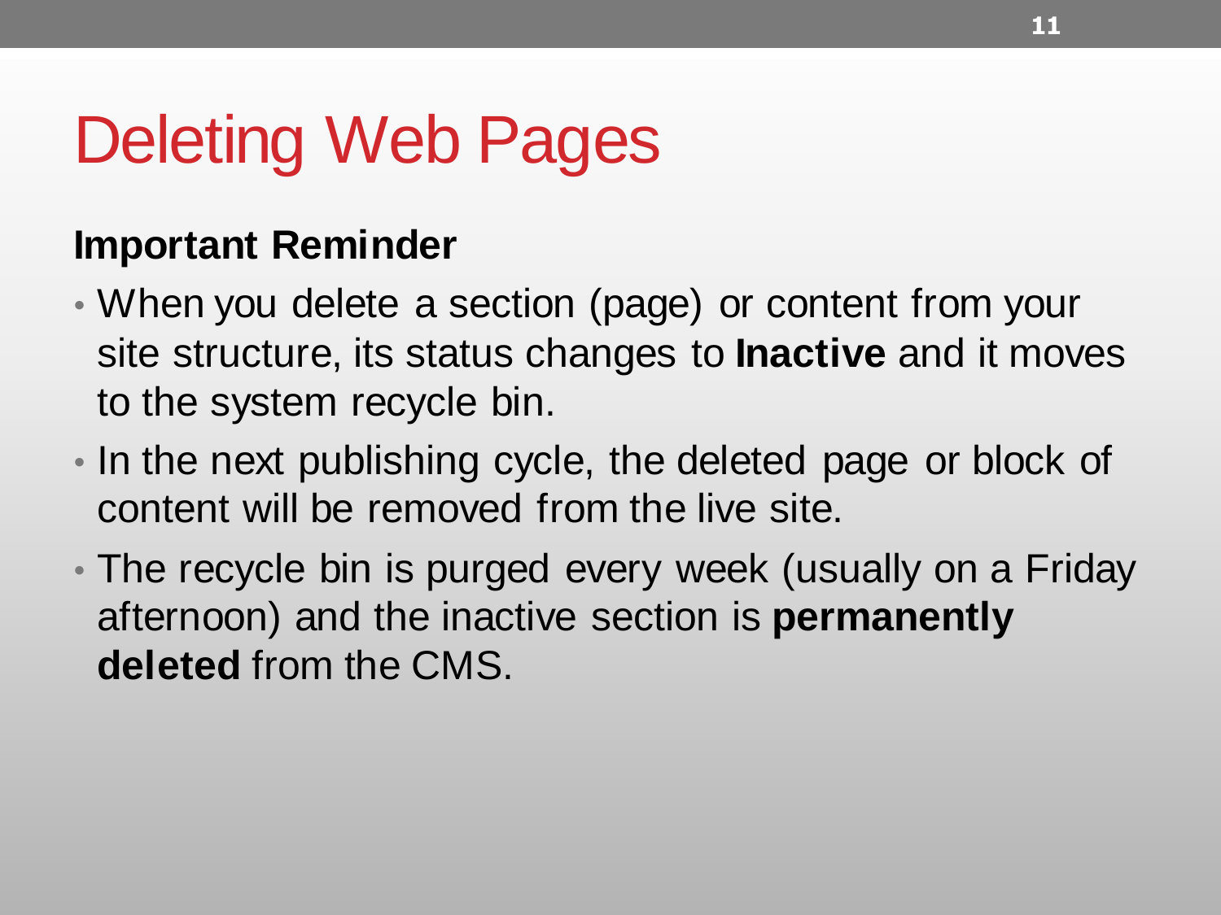# Deleting Web Pages

**Important Reminder**

- When you delete a section (page) or content from your site structure, its status changes to **Inactive** and it moves to the system recycle bin.
- In the next publishing cycle, the deleted page or block of content will be removed from the live site.
- The recycle bin is purged every week (usually on a Friday afternoon) and the inactive section is **permanently deleted** from the CMS.